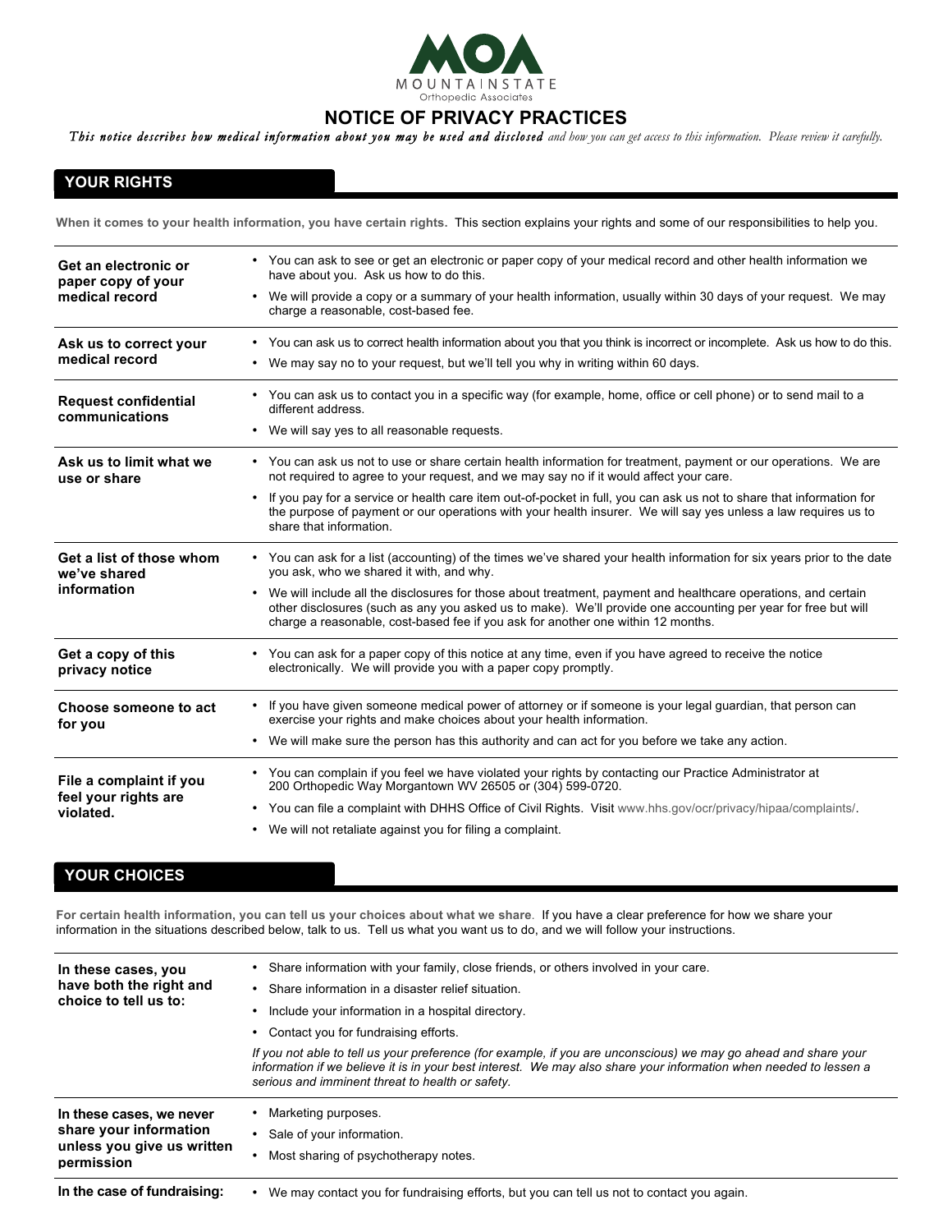MOA
MOUNTAINSTATE
Orthopedic Associates

# NOTICE OF PRIVACY PRACTICES

*This notice describes how medical information about you may be used and disclosed and how you can get access to this information. Please review it carefully.*

## YOUR RIGHTS

**When it comes to your health information, you have certain rights.** This section explains your rights and some of our responsibilities to help you.

| | |
|---|---|
| **Get an electronic or paper copy of your medical record** | • You can ask to see or get an electronic or paper copy of your medical record and other health information we have about you. Ask us how to do this.<br>• We will provide a copy or a summary of your health information, usually within 30 days of your request. We may charge a reasonable, cost-based fee. |
| **Ask us to correct your medical record** | • You can ask us to correct health information about you that you think is incorrect or incomplete. Ask us how to do this.<br>• We may say no to your request, but we'll tell you why in writing within 60 days. |
| **Request confidential communications** | • You can ask us to contact you in a specific way (for example, home, office or cell phone) or to send mail to a different address.<br>• We will say yes to all reasonable requests. |
| **Ask us to limit what we use or share** | • You can ask us not to use or share certain health information for treatment, payment or our operations. We are not required to agree to your request, and we may say no if it would affect your care.<br>• If you pay for a service or health care item out-of-pocket in full, you can ask us not to share that information for the purpose of payment or our operations with your health insurer. We will say yes unless a law requires us to share that information. |
| **Get a list of those whom we've shared information** | • You can ask for a list (accounting) of the times we've shared your health information for six years prior to the date you ask, who we shared it with, and why.<br>• We will include all the disclosures for those about treatment, payment and healthcare operations, and certain other disclosures (such as any you asked us to make). We'll provide one accounting per year for free but will charge a reasonable, cost-based fee if you ask for another one within 12 months. |
| **Get a copy of this privacy notice** | • You can ask for a paper copy of this notice at any time, even if you have agreed to receive the notice electronically. We will provide you with a paper copy promptly. |
| **Choose someone to act for you** | • If you have given someone medical power of attorney or if someone is your legal guardian, that person can exercise your rights and make choices about your health information.<br>• We will make sure the person has this authority and can act for you before we take any action. |
| **File a complaint if you feel your rights are violated.** | • You can complain if you feel we have violated your rights by contacting our Practice Administrator at 200 Orthopedic Way Morgantown WV 26505 or (304) 599-0720.<br>• You can file a complaint with DHHS Office of Civil Rights. Visit www.hhs.gov/ocr/privacy/hipaa/complaints/.<br>• We will not retaliate against you for filing a complaint. |

## YOUR CHOICES

**For certain health information, you can tell us your choices about what we share**. If you have a clear preference for how we share your information in the situations described below, talk to us. Tell us what you want us to do, and we will follow your instructions.

| | |
|---|---|
| **In these cases, you have both the right and choice to tell us to:** | • Share information with your family, close friends, or others involved in your care.<br>• Share information in a disaster relief situation.<br>• Include your information in a hospital directory.<br>• Contact you for fundraising efforts.<br>*If you not able to tell us your preference (for example, if you are unconscious) we may go ahead and share your information if we believe it is in your best interest. We may also share your information when needed to lessen a serious and imminent threat to health or safety.* |
| **In these cases, we never share your information unless you give us written permission** | • Marketing purposes.<br>• Sale of your information.<br>• Most sharing of psychotherapy notes. |
| **In the case of fundraising:** | • We may contact you for fundraising efforts, but you can tell us not to contact you again. |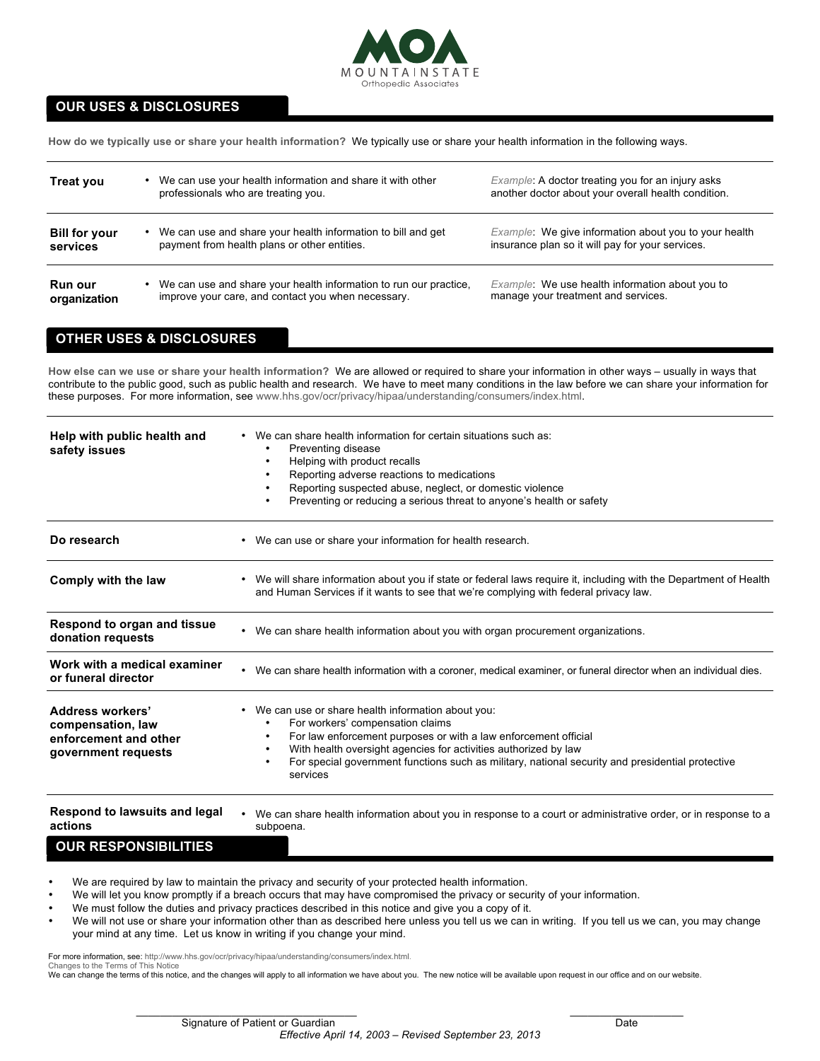MOA
MOUNTAINSTATE
Orthopedic Associates

## OUR USES & DISCLOSURES

**How do we typically use or share your health information?** We typically use or share your health information in the following ways.

| | | |
|---|---|---|
| **Treat you** | • We can use your health information and share it with other professionals who are treating you. | *Example*: A doctor treating you for an injury asks another doctor about your overall health condition. |
| **Bill for your services** | • We can use and share your health information to bill and get payment from health plans or other entities. | *Example*: We give information about you to your health insurance plan so it will pay for your services. |
| **Run our organization** | • We can use and share your health information to run our practice, improve your care, and contact you when necessary. | *Example*: We use health information about you to manage your treatment and services. |

## OTHER USES & DISCLOSURES

**How else can we use or share your health information?** We are allowed or required to share your information in other ways – usually in ways that contribute to the public good, such as public health and research. We have to meet many conditions in the law before we can share your information for these purposes. For more information, see www.hhs.gov/ocr/privacy/hipaa/understanding/consumers/index.html.

| | |
|---|---|
| **Help with public health and safety issues** | • We can share health information for certain situations such as:<br>• Preventing disease<br>• Helping with product recalls<br>• Reporting adverse reactions to medications<br>• Reporting suspected abuse, neglect, or domestic violence<br>• Preventing or reducing a serious threat to anyone's health or safety |
| **Do research** | • We can use or share your information for health research. |
| **Comply with the law** | • We will share information about you if state or federal laws require it, including with the Department of Health and Human Services if it wants to see that we're complying with federal privacy law. |
| **Respond to organ and tissue donation requests** | • We can share health information about you with organ procurement organizations. |
| **Work with a medical examiner or funeral director** | • We can share health information with a coroner, medical examiner, or funeral director when an individual dies. |
| **Address workers' compensation, law enforcement and other government requests** | • We can use or share health information about you:<br>• For workers' compensation claims<br>• For law enforcement purposes or with a law enforcement official<br>• With health oversight agencies for activities authorized by law<br>• For special government functions such as military, national security and presidential protective services |
| **Respond to lawsuits and legal actions** | • We can share health information about you in response to a court or administrative order, or in response to a subpoena. |

## OUR RESPONSIBILITIES

- We are required by law to maintain the privacy and security of your protected health information.
- We will let you know promptly if a breach occurs that may have compromised the privacy or security of your information.
- We must follow the duties and privacy practices described in this notice and give you a copy of it.
- We will not use or share your information other than as described here unless you tell us we can in writing. If you tell us we can, you may change your mind at any time. Let us know in writing if you change your mind.

For more information, see: http://www.hhs.gov/ocr/privacy/hipaa/understanding/consumers/index.html.
Changes to the Terms of This Notice
We can change the terms of this notice, and the changes will apply to all information we have about you. The new notice will be available upon request in our office and on our website.

Signature of Patient or Guardian ______________________ Date ______________

*Effective April 14, 2003 – Revised September 23, 2013*